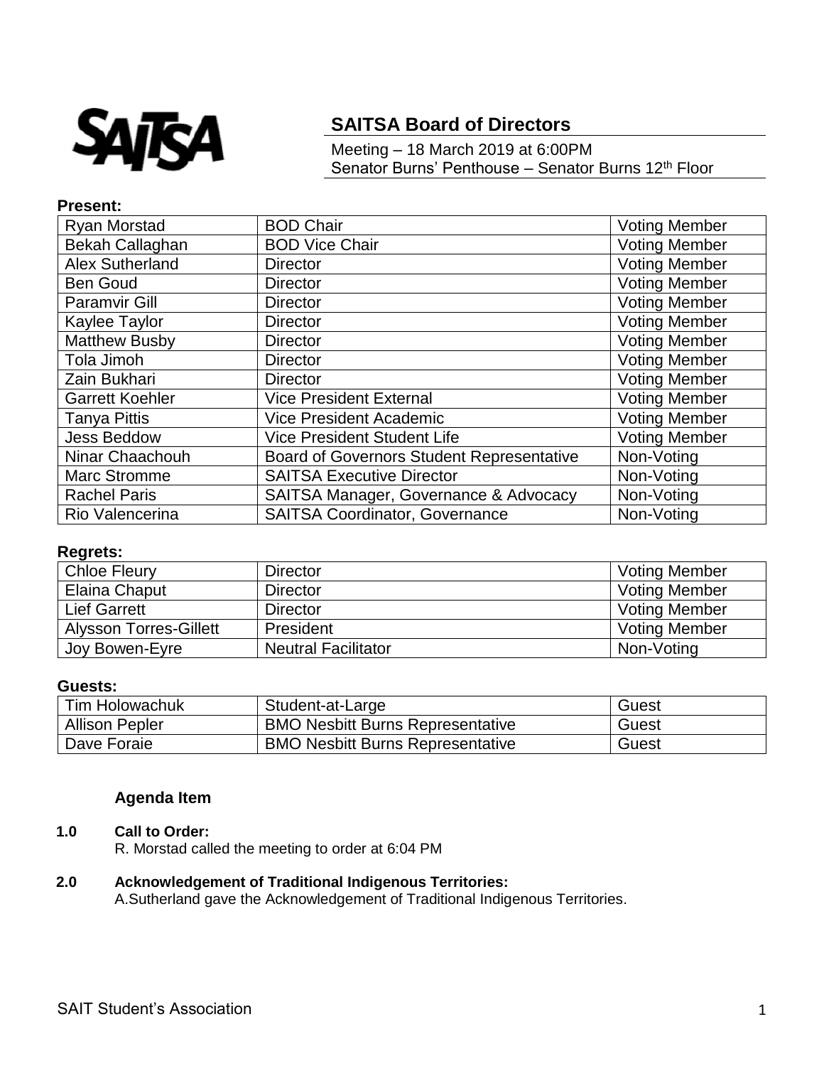SAITSA

# SAITSA Board of Directors

Meeting – 18 March 2019 at 6:00PM
Senator Burns' Penthouse – Senator Burns 12th Floor

**Present:**

| Ryan Morstad | BOD Chair | Voting Member |
|---|---|---|
| Bekah Callaghan | BOD Vice Chair | Voting Member |
| Alex Sutherland | Director | Voting Member |
| Ben Goud | Director | Voting Member |
| Paramvir Gill | Director | Voting Member |
| Kaylee Taylor | Director | Voting Member |
| Matthew Busby | Director | Voting Member |
| Tola Jimoh | Director | Voting Member |
| Zain Bukhari | Director | Voting Member |
| Garrett Koehler | Vice President External | Voting Member |
| Tanya Pittis | Vice President Academic | Voting Member |
| Jess Beddow | Vice President Student Life | Voting Member |
| Ninar Chaachouh | Board of Governors Student Representative | Non-Voting |
| Marc Stromme | SAITSA Executive Director | Non-Voting |
| Rachel Paris | SAITSA Manager, Governance & Advocacy | Non-Voting |
| Rio Valencerina | SAITSA Coordinator, Governance | Non-Voting |

**Regrets:**

| Chloe Fleury | Director | Voting Member |
|---|---|---|
| Elaina Chaput | Director | Voting Member |
| Lief Garrett | Director | Voting Member |
| Alysson Torres-Gillett | President | Voting Member |
| Joy Bowen-Eyre | Neutral Facilitator | Non-Voting |

**Guests:**

| Tim Holowachuk | Student-at-Large | Guest |
|---|---|---|
| Allison Pepler | BMO Nesbitt Burns Representative | Guest |
| Dave Foraie | BMO Nesbitt Burns Representative | Guest |

**Agenda Item**

**1.0 Call to Order:**
R. Morstad called the meeting to order at 6:04 PM

**2.0 Acknowledgement of Traditional Indigenous Territories:**
A.Sutherland gave the Acknowledgement of Traditional Indigenous Territories.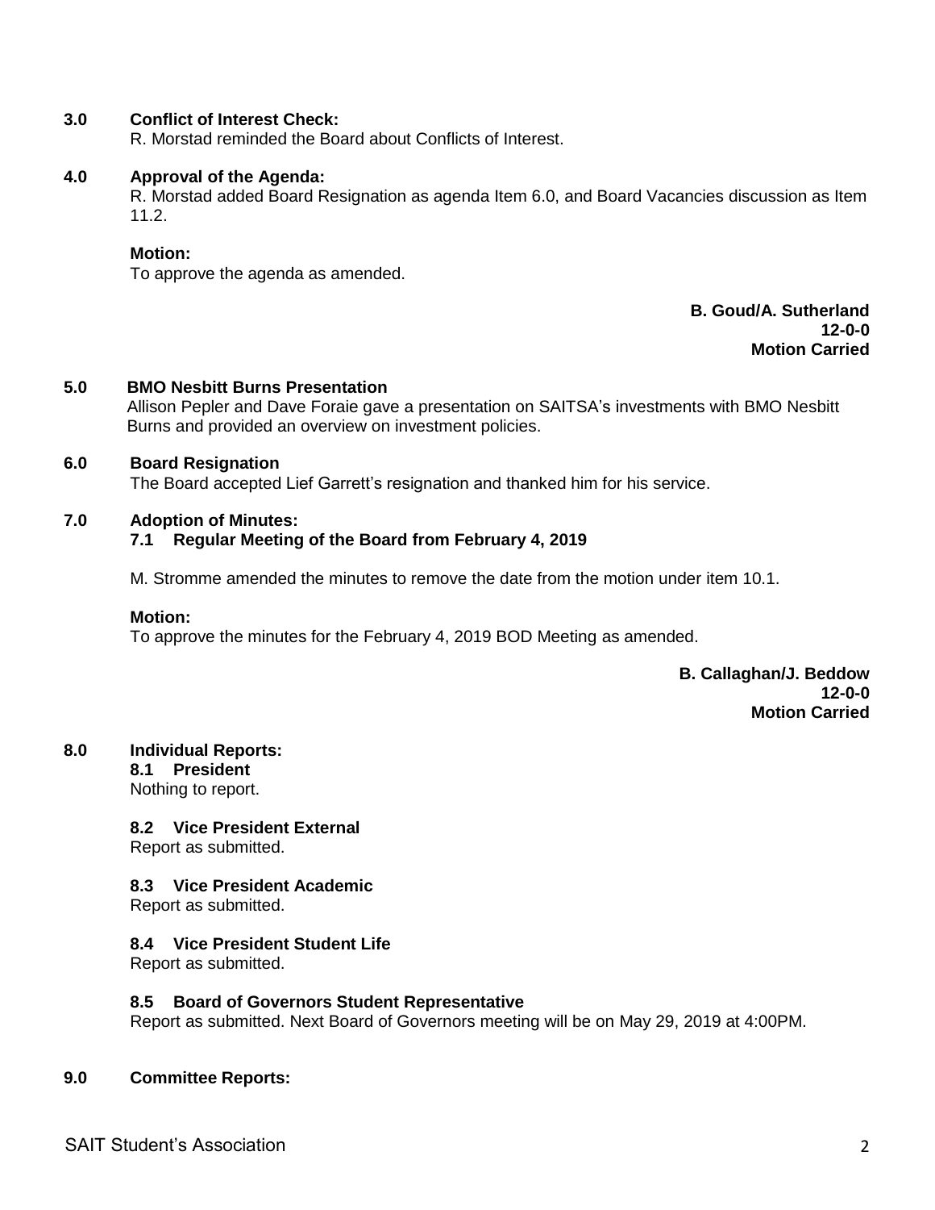## 3.0 Conflict of Interest Check:

R. Morstad reminded the Board about Conflicts of Interest.

## 4.0 Approval of the Agenda:

R. Morstad added Board Resignation as agenda Item 6.0, and Board Vacancies discussion as Item 11.2.

**Motion:**

To approve the agenda as amended.

**B. Goud/A. Sutherland**
**12-0-0**
**Motion Carried**

## 5.0 BMO Nesbitt Burns Presentation

Allison Pepler and Dave Foraie gave a presentation on SAITSA's investments with BMO Nesbitt Burns and provided an overview on investment policies.

## 6.0 Board Resignation

The Board accepted Lief Garrett's resignation and thanked him for his service.

## 7.0 Adoption of Minutes:

### 7.1 Regular Meeting of the Board from February 4, 2019

M. Stromme amended the minutes to remove the date from the motion under item 10.1.

**Motion:**

To approve the minutes for the February 4, 2019 BOD Meeting as amended.

**B. Callaghan/J. Beddow**
**12-0-0**
**Motion Carried**

## 8.0 Individual Reports:

### 8.1 President

Nothing to report.

### 8.2 Vice President External

Report as submitted.

### 8.3 Vice President Academic

Report as submitted.

### 8.4 Vice President Student Life

Report as submitted.

### 8.5 Board of Governors Student Representative

Report as submitted. Next Board of Governors meeting will be on May 29, 2019 at 4:00PM.

## 9.0 Committee Reports: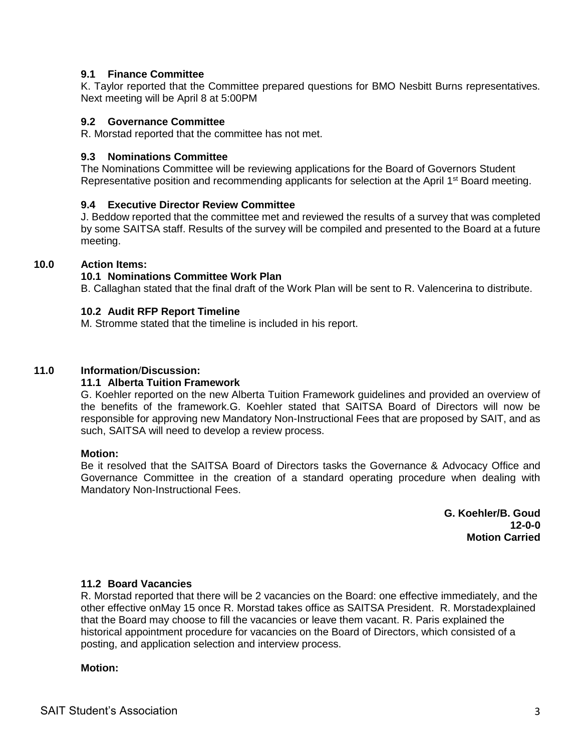### 9.1 Finance Committee

K. Taylor reported that the Committee prepared questions for BMO Nesbitt Burns representatives. Next meeting will be April 8 at 5:00PM

### 9.2 Governance Committee

R. Morstad reported that the committee has not met.

### 9.3 Nominations Committee

The Nominations Committee will be reviewing applications for the Board of Governors Student Representative position and recommending applicants for selection at the April 1st Board meeting.

### 9.4 Executive Director Review Committee

J. Beddow reported that the committee met and reviewed the results of a survey that was completed by some SAITSA staff. Results of the survey will be compiled and presented to the Board at a future meeting.

## 10.0 Action Items:

### 10.1 Nominations Committee Work Plan

B. Callaghan stated that the final draft of the Work Plan will be sent to R. Valencerina to distribute.

### 10.2 Audit RFP Report Timeline

M. Stromme stated that the timeline is included in his report.

## 11.0 Information/Discussion:

### 11.1 Alberta Tuition Framework

G. Koehler reported on the new Alberta Tuition Framework guidelines and provided an overview of the benefits of the framework.G. Koehler stated that SAITSA Board of Directors will now be responsible for approving new Mandatory Non-Instructional Fees that are proposed by SAIT, and as such, SAITSA will need to develop a review process.

**Motion:**

Be it resolved that the SAITSA Board of Directors tasks the Governance & Advocacy Office and Governance Committee in the creation of a standard operating procedure when dealing with Mandatory Non-Instructional Fees.

**G. Koehler/B. Goud**
**12-0-0**
**Motion Carried**

### 11.2 Board Vacancies

R. Morstad reported that there will be 2 vacancies on the Board: one effective immediately, and the other effective onMay 15 once R. Morstad takes office as SAITSA President. R. Morstadexplained that the Board may choose to fill the vacancies or leave them vacant. R. Paris explained the historical appointment procedure for vacancies on the Board of Directors, which consisted of a posting, and application selection and interview process.

**Motion:**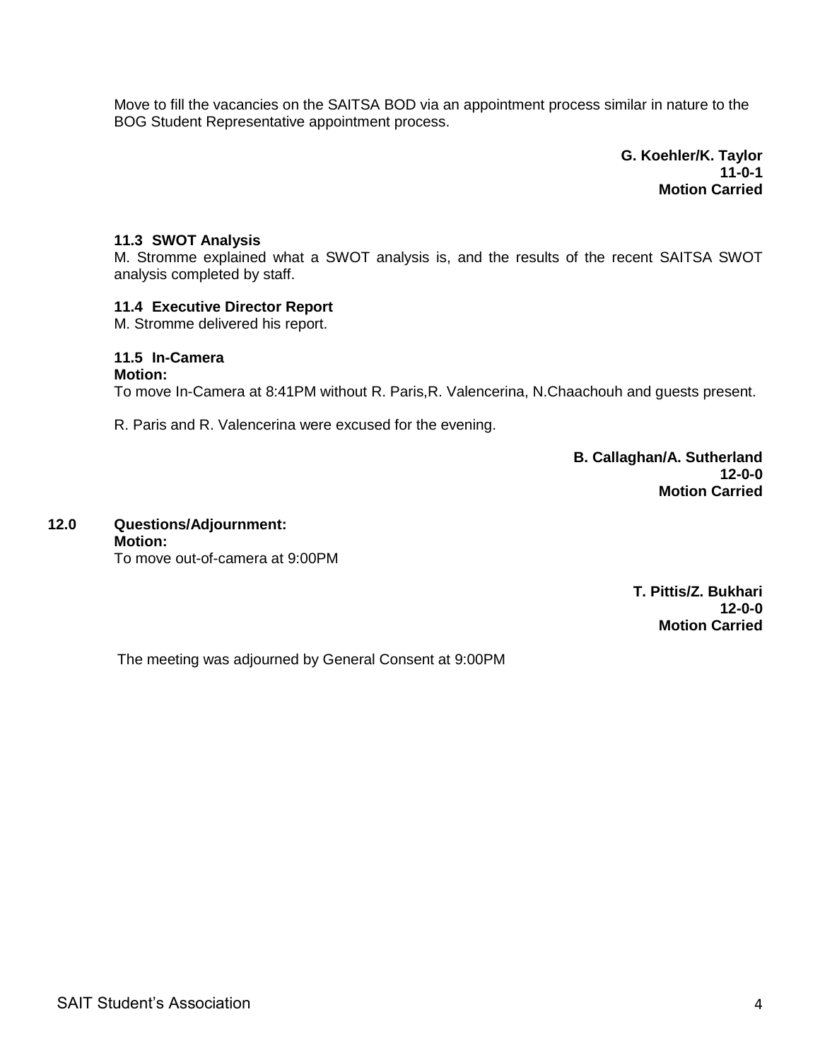Move to fill the vacancies on the SAITSA BOD via an appointment process similar in nature to the BOG Student Representative appointment process.

**G. Koehler/K. Taylor**
**11-0-1**
**Motion Carried**

### 11.3 SWOT Analysis

M. Stromme explained what a SWOT analysis is, and the results of the recent SAITSA SWOT analysis completed by staff.

### 11.4 Executive Director Report

M. Stromme delivered his report.

### 11.5 In-Camera

**Motion:**

To move In-Camera at 8:41PM without R. Paris,R. Valencerina, N.Chaachouh and guests present.

R. Paris and R. Valencerina were excused for the evening.

**B. Callaghan/A. Sutherland**
**12-0-0**
**Motion Carried**

## 12.0 Questions/Adjournment:

**Motion:**

To move out-of-camera at 9:00PM

**T. Pittis/Z. Bukhari**
**12-0-0**
**Motion Carried**

The meeting was adjourned by General Consent at 9:00PM